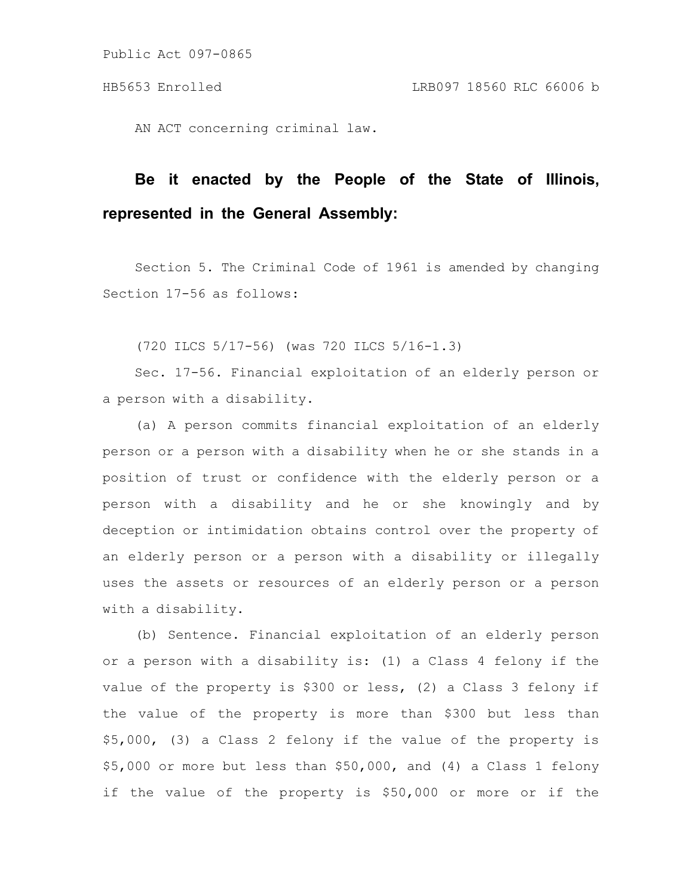Public Act 097-0865

HB5653 Enrolled LRB097 18560 RLC 66006 b

AN ACT concerning criminal law.

**Be it enacted by the People of the State of Illinois, represented in the General Assembly:**

Section 5. The Criminal Code of 1961 is amended by changing Section 17-56 as follows:

(720 ILCS 5/17-56) (was 720 ILCS 5/16-1.3)

Sec. 17-56. Financial exploitation of an elderly person or a person with a disability.

(a) A person commits financial exploitation of an elderly person or a person with a disability when he or she stands in a position of trust or confidence with the elderly person or a person with a disability and he or she knowingly and by deception or intimidation obtains control over the property of an elderly person or a person with a disability or illegally uses the assets or resources of an elderly person or a person with a disability.

(b) Sentence. Financial exploitation of an elderly person or a person with a disability is: (1) a Class 4 felony if the value of the property is $300 or less, (2) a Class 3 felony if the value of the property is more than $300 but less than $5,000, (3) a Class 2 felony if the value of the property is $5,000 or more but less than $50,000, and (4) a Class 1 felony if the value of the property is $50,000 or more or if the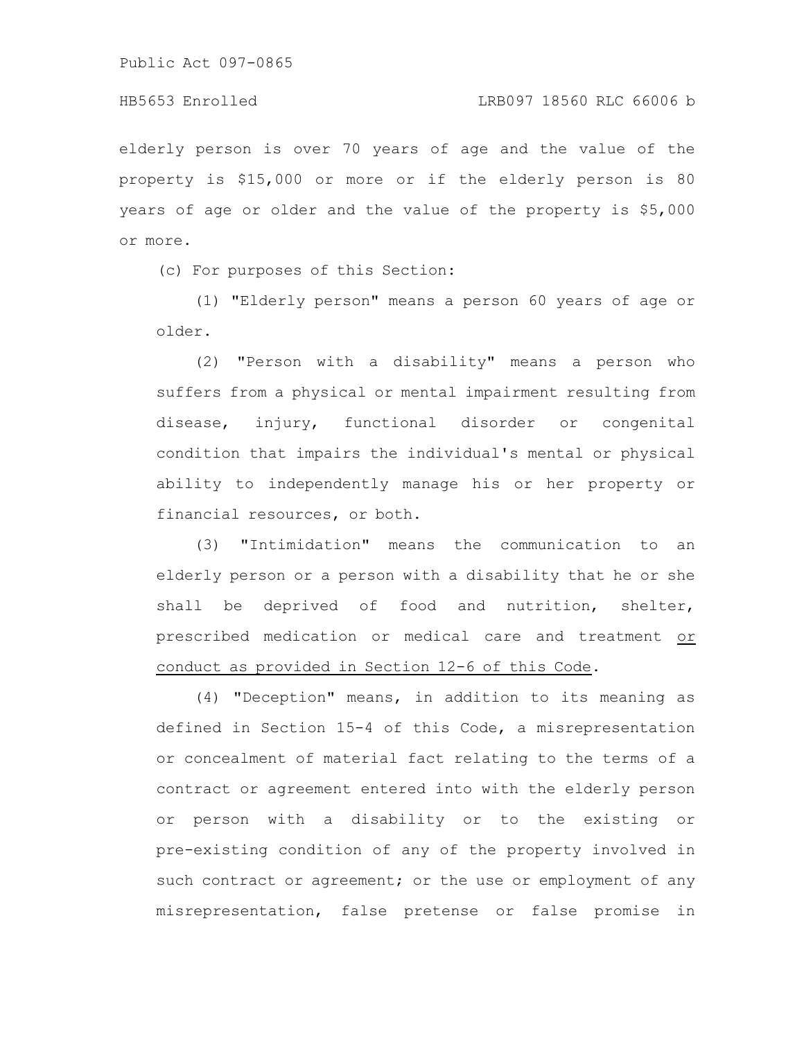elderly person is over 70 years of age and the value of the property is $15,000 or more or if the elderly person is 80 years of age or older and the value of the property is $5,000 or more.

(c) For purposes of this Section:

(1) "Elderly person" means a person 60 years of age or older.

(2) "Person with a disability" means a person who suffers from a physical or mental impairment resulting from disease, injury, functional disorder or congenital condition that impairs the individual's mental or physical ability to independently manage his or her property or financial resources, or both.

(3) "Intimidation" means the communication to an elderly person or a person with a disability that he or she shall be deprived of food and nutrition, shelter, prescribed medication or medical care and treatment <u>or conduct as provided in Section 12-6 of this Code</u>.

(4) "Deception" means, in addition to its meaning as defined in Section 15-4 of this Code, a misrepresentation or concealment of material fact relating to the terms of a contract or agreement entered into with the elderly person or person with a disability or to the existing or pre-existing condition of any of the property involved in such contract or agreement; or the use or employment of any misrepresentation, false pretense or false promise in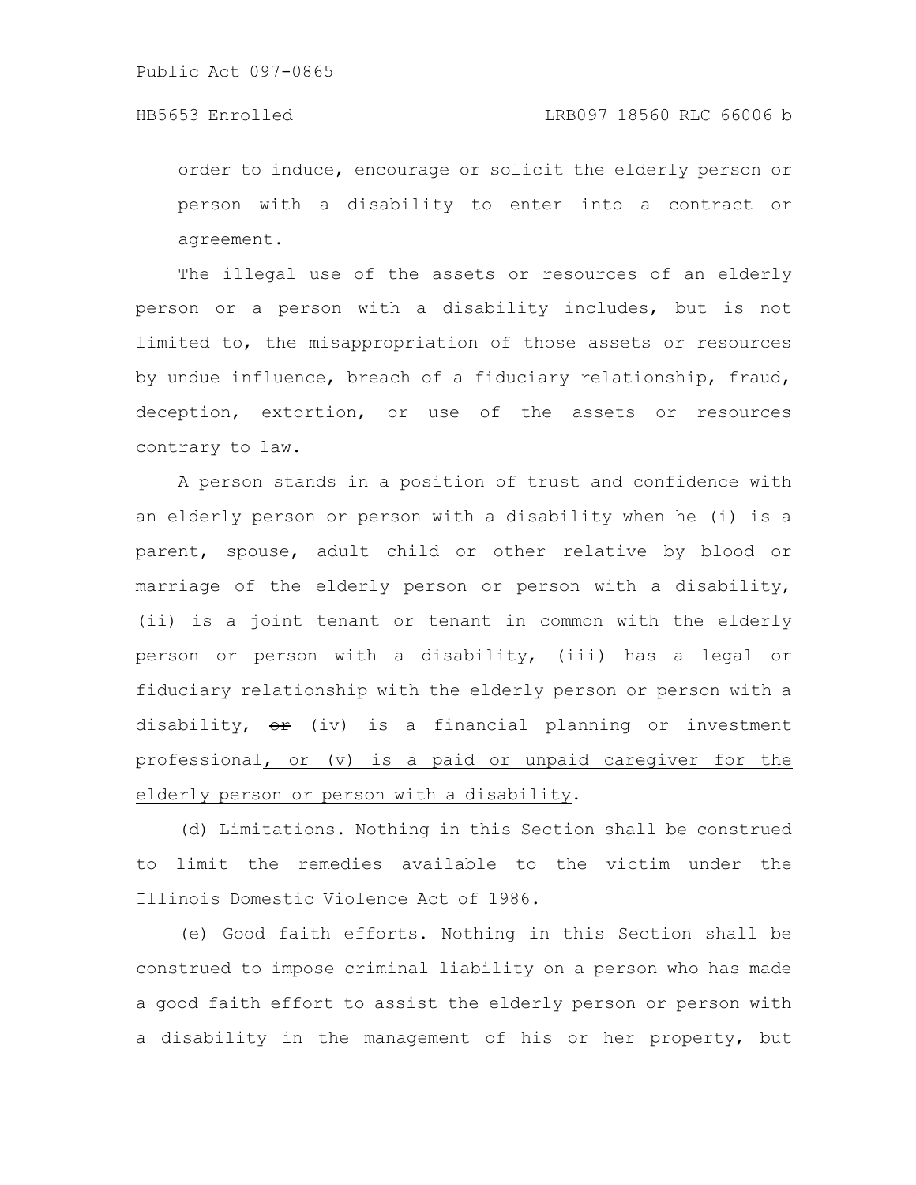order to induce, encourage or solicit the elderly person or person with a disability to enter into a contract or agreement.

The illegal use of the assets or resources of an elderly person or a person with a disability includes, but is not limited to, the misappropriation of those assets or resources by undue influence, breach of a fiduciary relationship, fraud, deception, extortion, or use of the assets or resources contrary to law.

A person stands in a position of trust and confidence with an elderly person or person with a disability when he (i) is a parent, spouse, adult child or other relative by blood or marriage of the elderly person or person with a disability, (ii) is a joint tenant or tenant in common with the elderly person or person with a disability, (iii) has a legal or fiduciary relationship with the elderly person or person with a disability, ~~or~~ (iv) is a financial planning or investment professional, or (v) is a paid or unpaid caregiver for the elderly person or person with a disability.

(d) Limitations. Nothing in this Section shall be construed to limit the remedies available to the victim under the Illinois Domestic Violence Act of 1986.

(e) Good faith efforts. Nothing in this Section shall be construed to impose criminal liability on a person who has made a good faith effort to assist the elderly person or person with a disability in the management of his or her property, but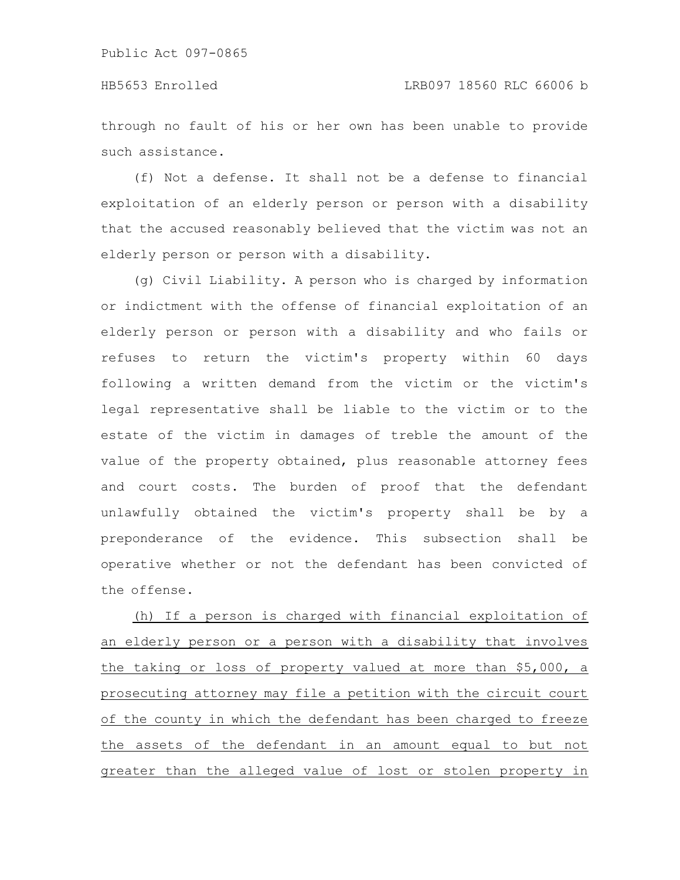through no fault of his or her own has been unable to provide such assistance.

(f) Not a defense. It shall not be a defense to financial exploitation of an elderly person or person with a disability that the accused reasonably believed that the victim was not an elderly person or person with a disability.

(g) Civil Liability. A person who is charged by information or indictment with the offense of financial exploitation of an elderly person or person with a disability and who fails or refuses to return the victim's property within 60 days following a written demand from the victim or the victim's legal representative shall be liable to the victim or to the estate of the victim in damages of treble the amount of the value of the property obtained, plus reasonable attorney fees and court costs. The burden of proof that the defendant unlawfully obtained the victim's property shall be by a preponderance of the evidence. This subsection shall be operative whether or not the defendant has been convicted of the offense.

<u>(h) If a person is charged with financial exploitation of an elderly person or a person with a disability that involves the taking or loss of property valued at more than $5,000, a prosecuting attorney may file a petition with the circuit court of the county in which the defendant has been charged to freeze the assets of the defendant in an amount equal to but not greater than the alleged value of lost or stolen property in</u>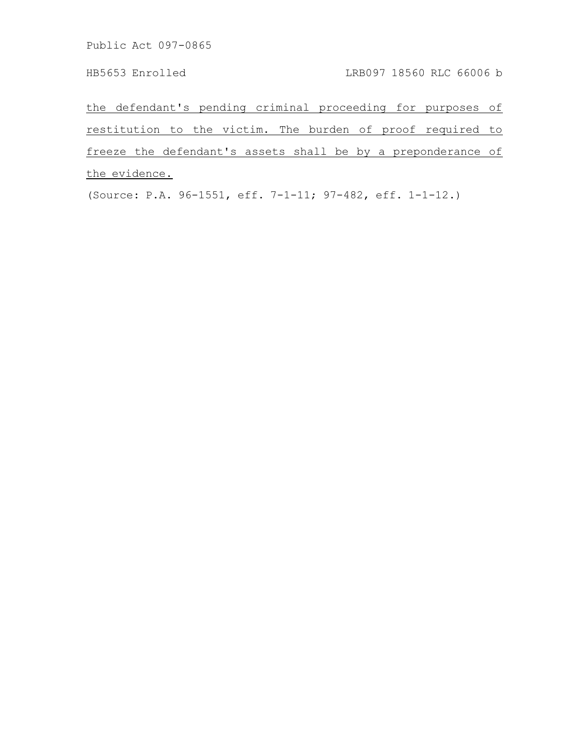<u>the defendant's pending criminal proceeding for purposes of restitution to the victim. The burden of proof required to freeze the defendant's assets shall be by a preponderance of the evidence.</u>

(Source: P.A. 96-1551, eff. 7-1-11; 97-482, eff. 1-1-12.)